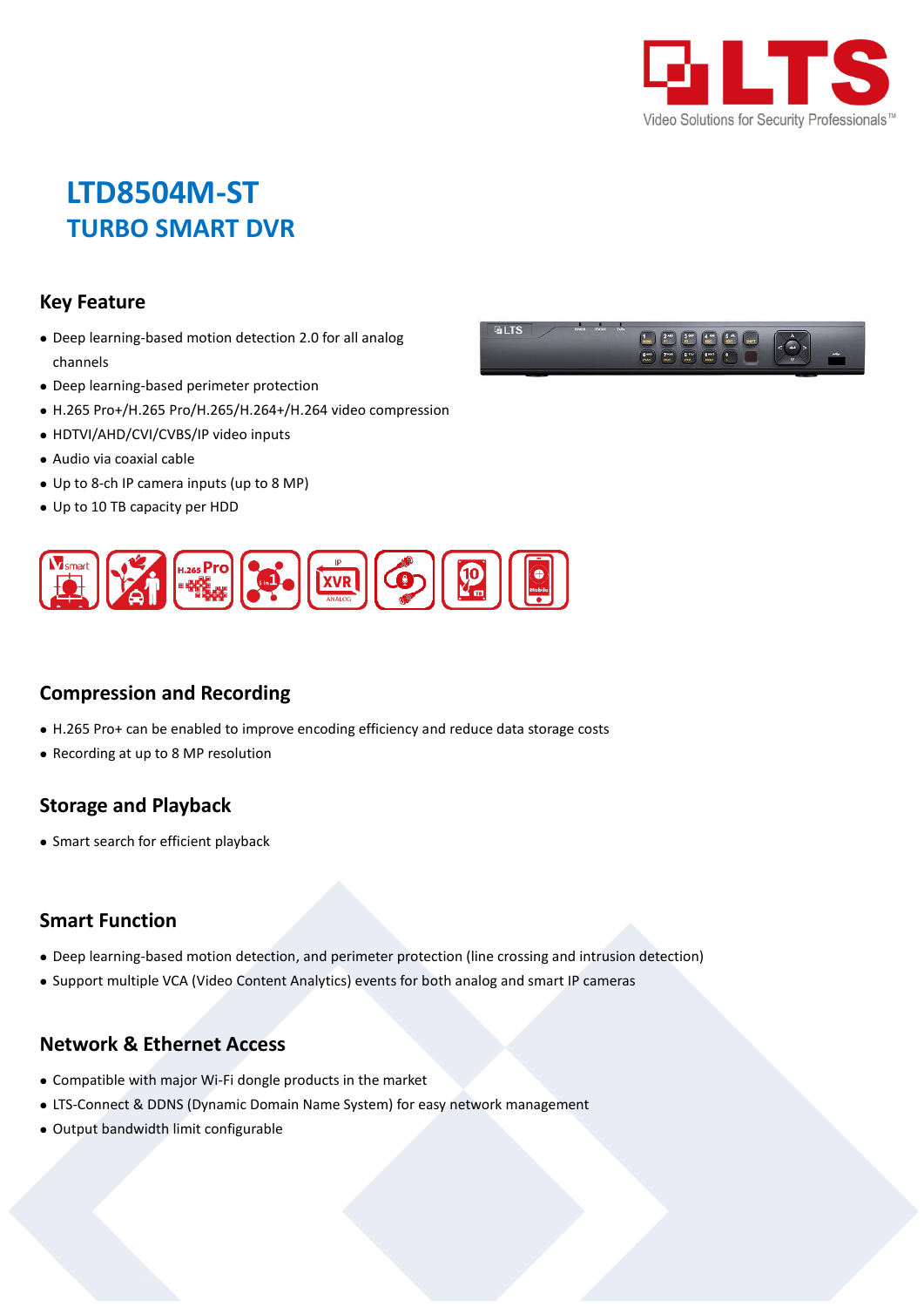# LTD8504M-ST

## TURBO SMART DVR

### Key Feature

- Deep learning-based motion detection 2.0 for all analog channels
- Deep learning-based perimeter protection
- H.265 Pro+/H.265 Pro/H.265/H.264+/H.264 video compression
- HDTVI/AHD/CVI/CVBS/IP video inputs
- Audio via coaxial cable
- Up to 8-ch IP camera inputs (up to 8 MP)
- Up to 10 TB capacity per HDD

### Compression and Recording

- H.265 Pro+ can be enabled to improve encoding efficiency and reduce data storage costs
- Recording at up to 8 MP resolution

### Storage and Playback

- Smart search for efficient playback

### Smart Function

- Deep learning-based motion detection, and perimeter protection (line crossing and intrusion detection)
- Support multiple VCA (Video Content Analytics) events for both analog and smart IP cameras

### Network & Ethernet Access

- Compatible with major Wi-Fi dongle products in the market
- LTS-Connect & DDNS (Dynamic Domain Name System) for easy network management
- Output bandwidth limit configurable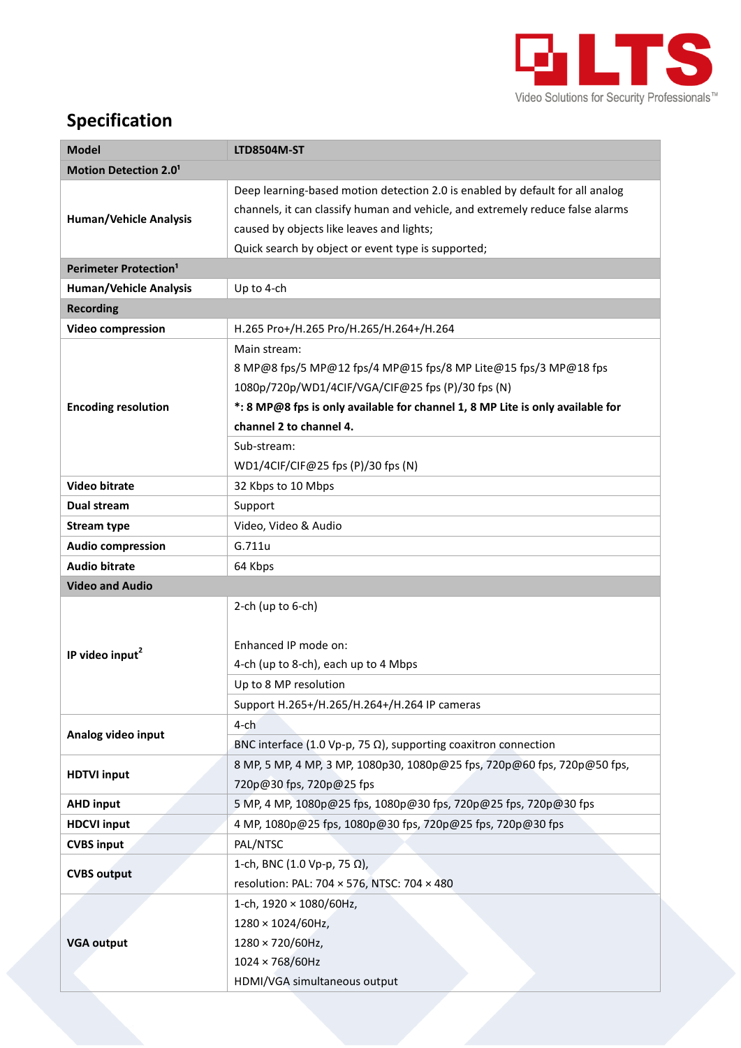## Specification

| Model | LTD8504M-ST |
|---|---|
| **Motion Detection 2.0**[1] | |
| **Human/Vehicle Analysis** | Deep learning-based motion detection 2.0 is enabled by default for all analog channels, it can classify human and vehicle, and extremely reduce false alarms caused by objects like leaves and lights;<br>Quick search by object or event type is supported; |
| **Perimeter Protection**[1] | |
| **Human/Vehicle Analysis** | Up to 4-ch |
| **Recording** | |
| **Video compression** | H.265 Pro+/H.265 Pro/H.265/H.264+/H.264 |
| **Encoding resolution** | Main stream:<br>8 MP@8 fps/5 MP@12 fps/4 MP@15 fps/8 MP Lite@15 fps/3 MP@18 fps<br>1080p/720p/WD1/4CIF/VGA/CIF@25 fps (P)/30 fps (N)<br>**\*: 8 MP@8 fps is only available for channel 1, 8 MP Lite is only available for channel 2 to channel 4.** |
| | Sub-stream:<br>WD1/4CIF/CIF@25 fps (P)/30 fps (N) |
| **Video bitrate** | 32 Kbps to 10 Mbps |
| **Dual stream** | Support |
| **Stream type** | Video, Video & Audio |
| **Audio compression** | G.711u |
| **Audio bitrate** | 64 Kbps |
| **Video and Audio** | |
| **IP video input**[2] | 2-ch (up to 6-ch)<br><br>Enhanced IP mode on:<br>4-ch (up to 8-ch), each up to 4 Mbps |
| | Up to 8 MP resolution |
| | Support H.265+/H.265/H.264+/H.264 IP cameras |
| **Analog video input** | 4-ch |
| | BNC interface (1.0 Vp-p, 75 Ω), supporting coaxitron connection |
| **HDTVI input** | 8 MP, 5 MP, 4 MP, 3 MP, 1080p30, 1080p@25 fps, 720p@60 fps, 720p@50 fps, 720p@30 fps, 720p@25 fps |
| **AHD input** | 5 MP, 4 MP, 1080p@25 fps, 1080p@30 fps, 720p@25 fps, 720p@30 fps |
| **HDCVI input** | 4 MP, 1080p@25 fps, 1080p@30 fps, 720p@25 fps, 720p@30 fps |
| **CVBS input** | PAL/NTSC |
| **CVBS output** | 1-ch, BNC (1.0 Vp-p, 75 Ω),<br>resolution: PAL: 704 × 576, NTSC: 704 × 480 |
| **VGA output** | 1-ch, 1920 × 1080/60Hz,<br>1280 × 1024/60Hz,<br>1280 × 720/60Hz,<br>1024 × 768/60Hz<br>HDMI/VGA simultaneous output |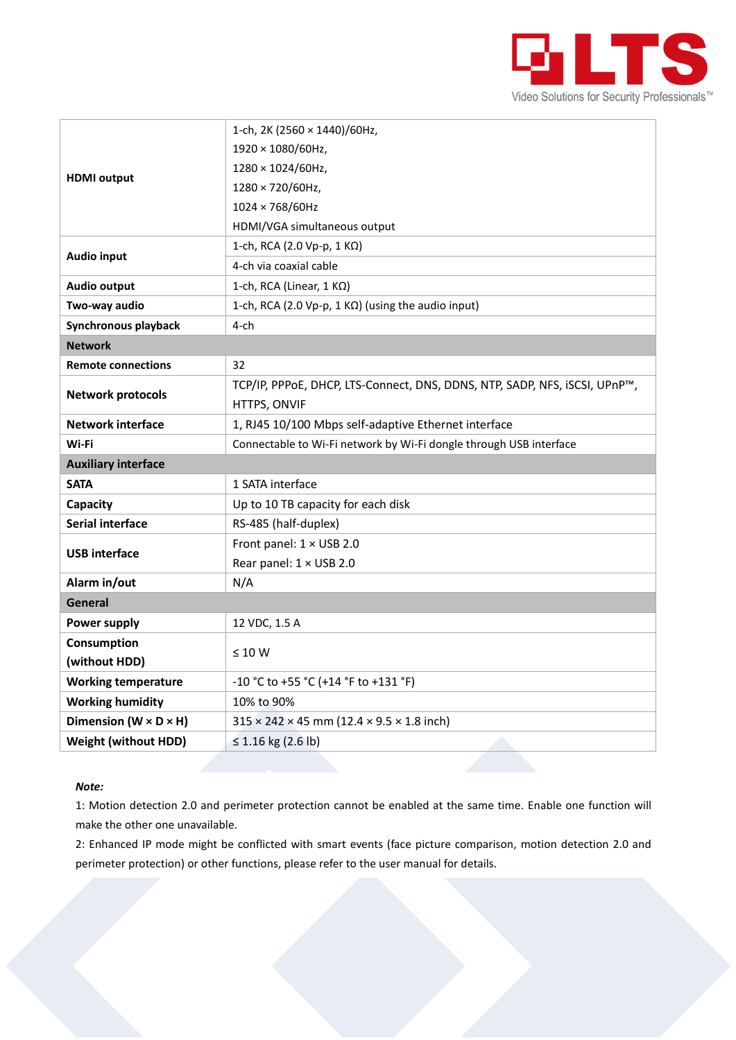| | |
|---|---|
| **HDMI output** | 1-ch, 2K (2560 × 1440)/60Hz,<br>1920 × 1080/60Hz,<br>1280 × 1024/60Hz,<br>1280 × 720/60Hz,<br>1024 × 768/60Hz<br>HDMI/VGA simultaneous output |
| **Audio input** | 1-ch, RCA (2.0 Vp-p, 1 KΩ) |
| | 4-ch via coaxial cable |
| **Audio output** | 1-ch, RCA (Linear, 1 KΩ) |
| **Two-way audio** | 1-ch, RCA (2.0 Vp-p, 1 KΩ) (using the audio input) |
| **Synchronous playback** | 4-ch |
| **Network** | |
| **Remote connections** | 32 |
| **Network protocols** | TCP/IP, PPPoE, DHCP, LTS-Connect, DNS, DDNS, NTP, SADP, NFS, iSCSI, UPnP™, HTTPS, ONVIF |
| **Network interface** | 1, RJ45 10/100 Mbps self-adaptive Ethernet interface |
| **Wi-Fi** | Connectable to Wi-Fi network by Wi-Fi dongle through USB interface |
| **Auxiliary interface** | |
| **SATA** | 1 SATA interface |
| **Capacity** | Up to 10 TB capacity for each disk |
| **Serial interface** | RS-485 (half-duplex) |
| **USB interface** | Front panel: 1 × USB 2.0<br>Rear panel: 1 × USB 2.0 |
| **Alarm in/out** | N/A |
| **General** | |
| **Power supply** | 12 VDC, 1.5 A |
| **Consumption (without HDD)** | ≤ 10 W |
| **Working temperature** | -10 °C to +55 °C (+14 °F to +131 °F) |
| **Working humidity** | 10% to 90% |
| **Dimension (W × D × H)** | 315 × 242 × 45 mm (12.4 × 9.5 × 1.8 inch) |
| **Weight (without HDD)** | ≤ 1.16 kg (2.6 lb) |

***Note:***

1: Motion detection 2.0 and perimeter protection cannot be enabled at the same time. Enable one function will make the other one unavailable.

2: Enhanced IP mode might be conflicted with smart events (face picture comparison, motion detection 2.0 and perimeter protection) or other functions, please refer to the user manual for details.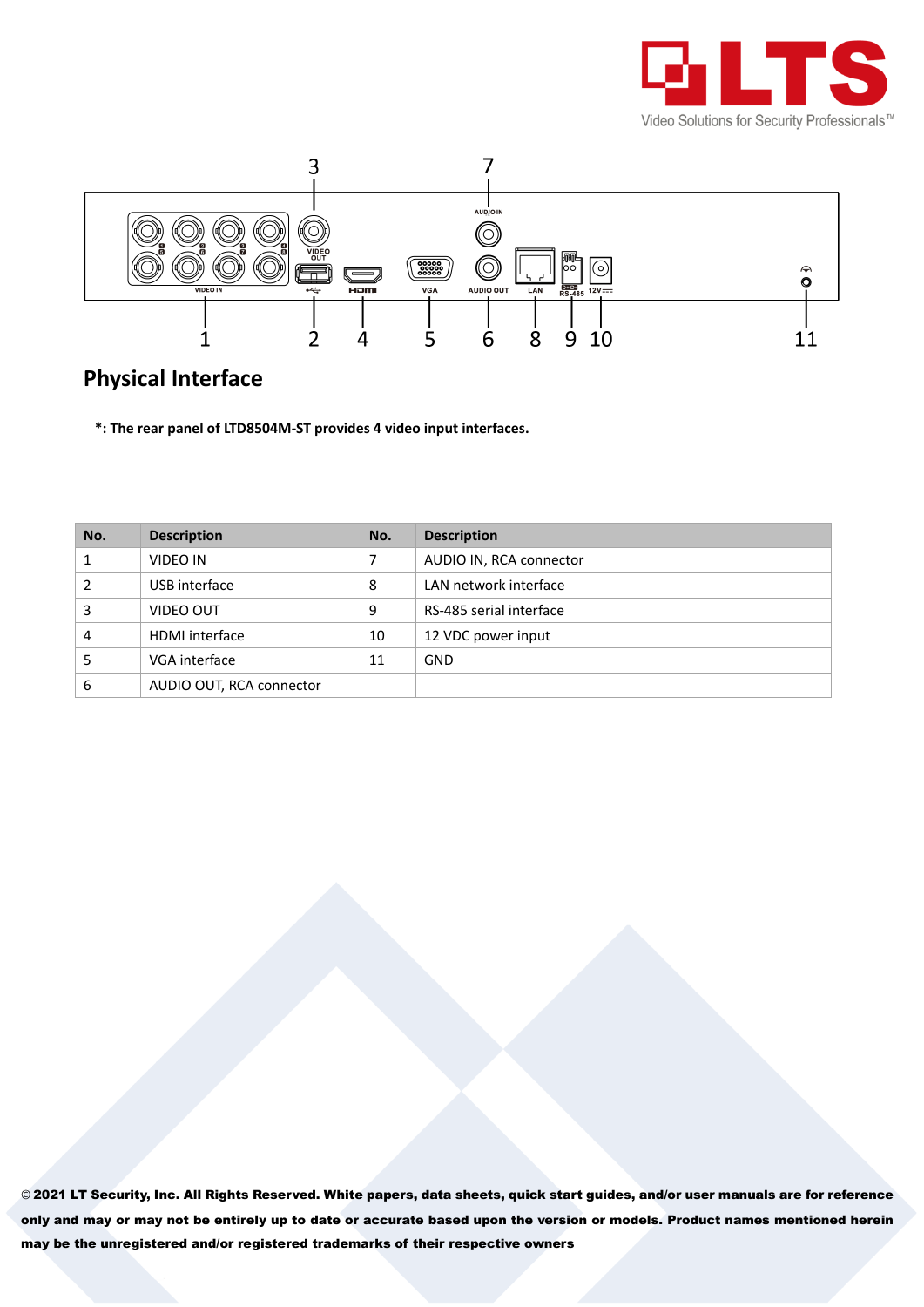## Physical Interface

**\*: The rear panel of LTD8504M-ST provides 4 video input interfaces.**

| No. | Description | No. | Description |
|---|---|---|---|
| 1 | VIDEO IN | 7 | AUDIO IN, RCA connector |
| 2 | USB interface | 8 | LAN network interface |
| 3 | VIDEO OUT | 9 | RS-485 serial interface |
| 4 | HDMI interface | 10 | 12 VDC power input |
| 5 | VGA interface | 11 | GND |
| 6 | AUDIO OUT, RCA connector | | |

**© 2021 LT Security, Inc. All Rights Reserved. White papers, data sheets, quick start guides, and/or user manuals are for reference only and may or may not be entirely up to date or accurate based upon the version or models. Product names mentioned herein may be the unregistered and/or registered trademarks of their respective owners**